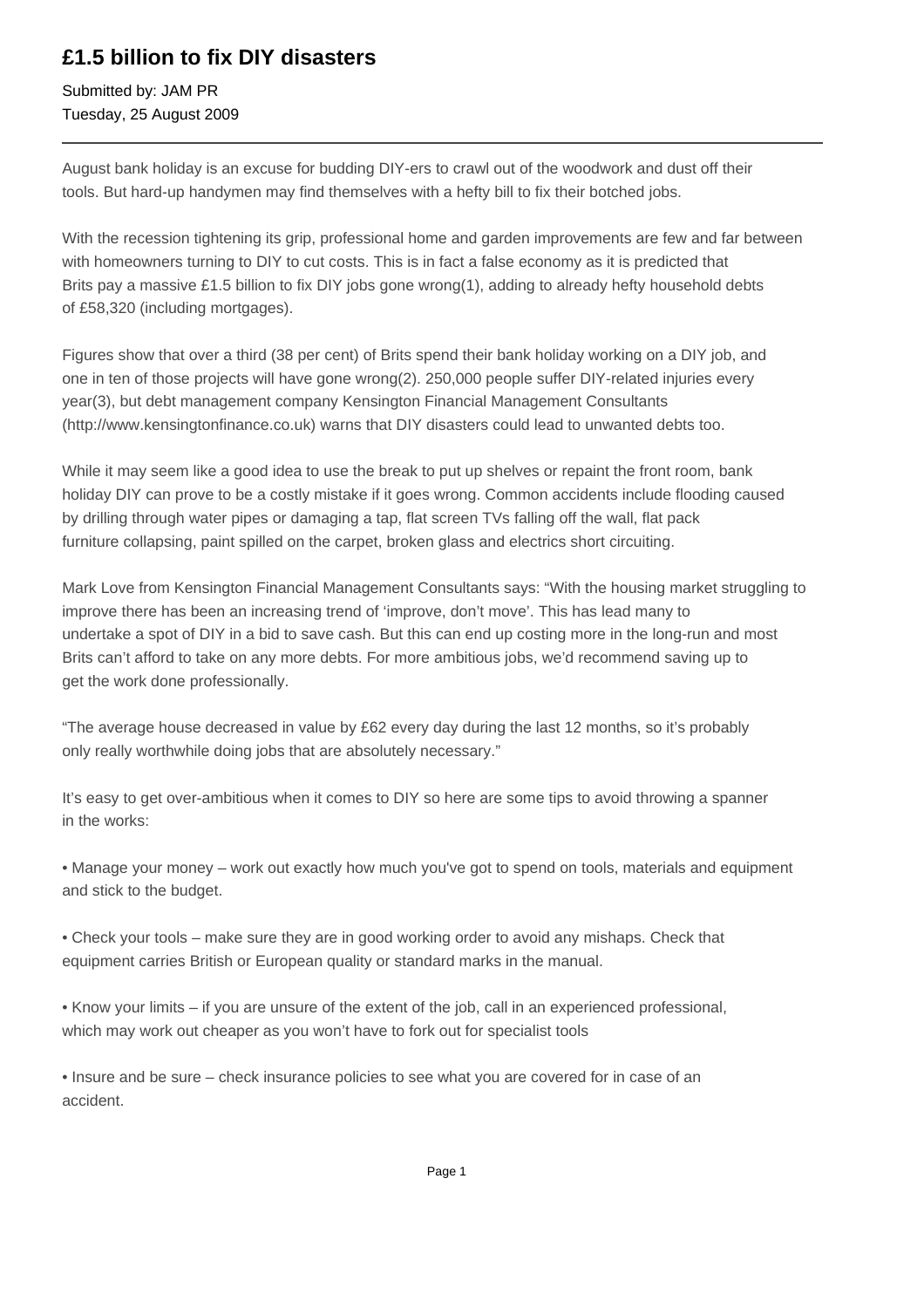# £1.5 billion to fix DIY disasters

Submitted by: JAM PR
Tuesday, 25 August 2009

---

August bank holiday is an excuse for budding DIY-ers to crawl out of the woodwork and dust off their tools. But hard-up handymen may find themselves with a hefty bill to fix their botched jobs.

With the recession tightening its grip, professional home and garden improvements are few and far between with homeowners turning to DIY to cut costs. This is in fact a false economy as it is predicted that Brits pay a massive £1.5 billion to fix DIY jobs gone wrong(1), adding to already hefty household debts of £58,320 (including mortgages).

Figures show that over a third (38 per cent) of Brits spend their bank holiday working on a DIY job, and one in ten of those projects will have gone wrong(2). 250,000 people suffer DIY-related injuries every year(3), but debt management company Kensington Financial Management Consultants (http://www.kensingtonfinance.co.uk) warns that DIY disasters could lead to unwanted debts too.

While it may seem like a good idea to use the break to put up shelves or repaint the front room, bank holiday DIY can prove to be a costly mistake if it goes wrong. Common accidents include flooding caused by drilling through water pipes or damaging a tap, flat screen TVs falling off the wall, flat pack furniture collapsing, paint spilled on the carpet, broken glass and electrics short circuiting.

Mark Love from Kensington Financial Management Consultants says: "With the housing market struggling to improve there has been an increasing trend of 'improve, don't move'. This has lead many to undertake a spot of DIY in a bid to save cash. But this can end up costing more in the long-run and most Brits can't afford to take on any more debts. For more ambitious jobs, we'd recommend saving up to get the work done professionally.

"The average house decreased in value by £62 every day during the last 12 months, so it's probably only really worthwhile doing jobs that are absolutely necessary."

It's easy to get over-ambitious when it comes to DIY so here are some tips to avoid throwing a spanner in the works:

• Manage your money – work out exactly how much you've got to spend on tools, materials and equipment and stick to the budget.

• Check your tools – make sure they are in good working order to avoid any mishaps. Check that equipment carries British or European quality or standard marks in the manual.

• Know your limits – if you are unsure of the extent of the job, call in an experienced professional, which may work out cheaper as you won't have to fork out for specialist tools

• Insure and be sure – check insurance policies to see what you are covered for in case of an accident.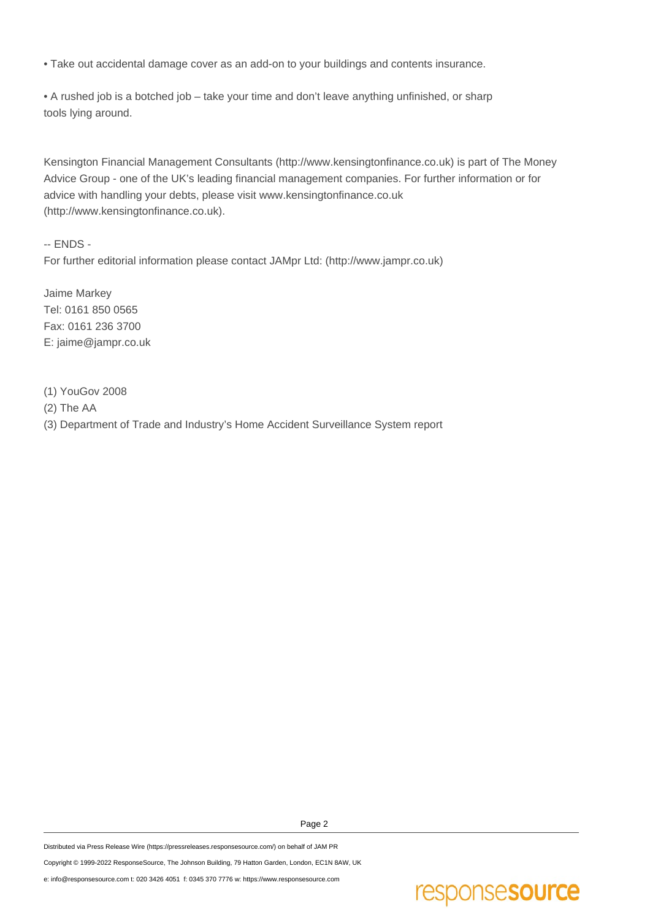- Take out accidental damage cover as an add-on to your buildings and contents insurance.

- A rushed job is a botched job – take your time and don't leave anything unfinished, or sharp tools lying around.

Kensington Financial Management Consultants (http://www.kensingtonfinance.co.uk) is part of The Money Advice Group - one of the UK's leading financial management companies. For further information or for advice with handling your debts, please visit www.kensingtonfinance.co.uk (http://www.kensingtonfinance.co.uk).

-- ENDS -

For further editorial information please contact JAMpr Ltd: (http://www.jampr.co.uk)

Jaime Markey
Tel: 0161 850 0565
Fax: 0161 236 3700
E: jaime@jampr.co.uk

(1) YouGov 2008
(2) The AA
(3) Department of Trade and Industry's Home Accident Surveillance System report

Distributed via Press Release Wire (https://pressreleases.responsesource.com/) on behalf of JAM PR

Copyright © 1999-2022 ResponseSource, The Johnson Building, 79 Hatton Garden, London, EC1N 8AW, UK

e: info@responsesource.com t: 020 3426 4051 f: 0345 370 7776 w: https://www.responsesource.com